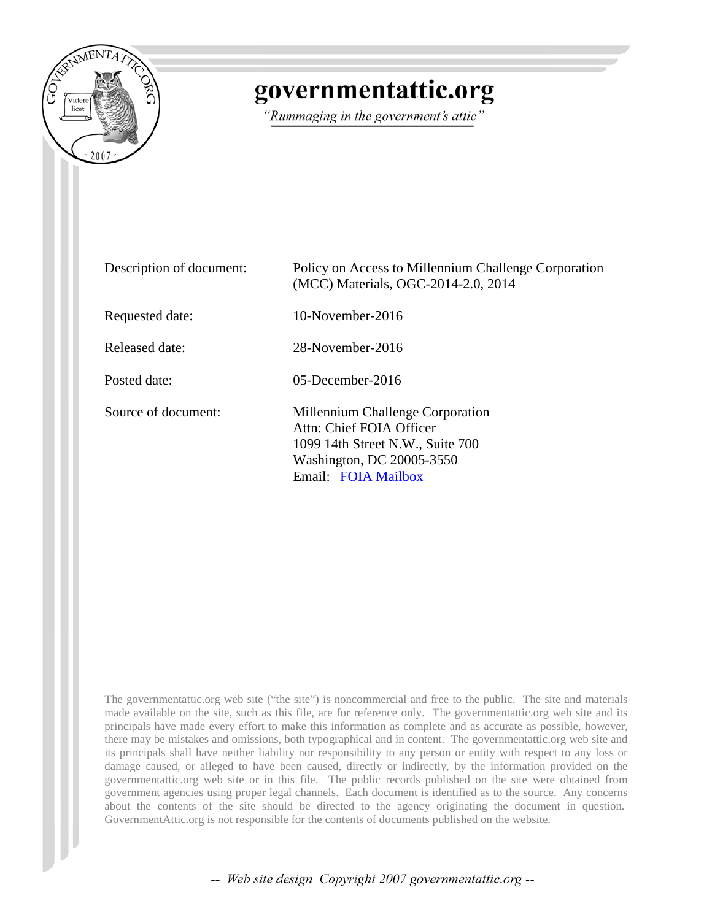# governmentattic.org

*"Rummaging in the government's attic"*

| | |
|---|---|
| Description of document: | Policy on Access to Millennium Challenge Corporation (MCC) Materials, OGC-2014-2.0, 2014 |
| Requested date: | 10-November-2016 |
| Released date: | 28-November-2016 |
| Posted date: | 05-December-2016 |
| Source of document: | Millennium Challenge Corporation<br>Attn: Chief FOIA Officer<br>1099 14th Street N.W., Suite 700<br>Washington, DC 20005-3550<br>Email: FOIA Mailbox |

The governmentattic.org web site ("the site") is noncommercial and free to the public. The site and materials made available on the site, such as this file, are for reference only. The governmentattic.org web site and its principals have made every effort to make this information as complete and as accurate as possible, however, there may be mistakes and omissions, both typographical and in content. The governmentattic.org web site and its principals shall have neither liability nor responsibility to any person or entity with respect to any loss or damage caused, or alleged to have been caused, directly or indirectly, by the information provided on the governmentattic.org web site or in this file. The public records published on the site were obtained from government agencies using proper legal channels. Each document is identified as to the source. Any concerns about the contents of the site should be directed to the agency originating the document in question. GovernmentAttic.org is not responsible for the contents of documents published on the website.

-- Web site design Copyright 2007 governmentattic.org --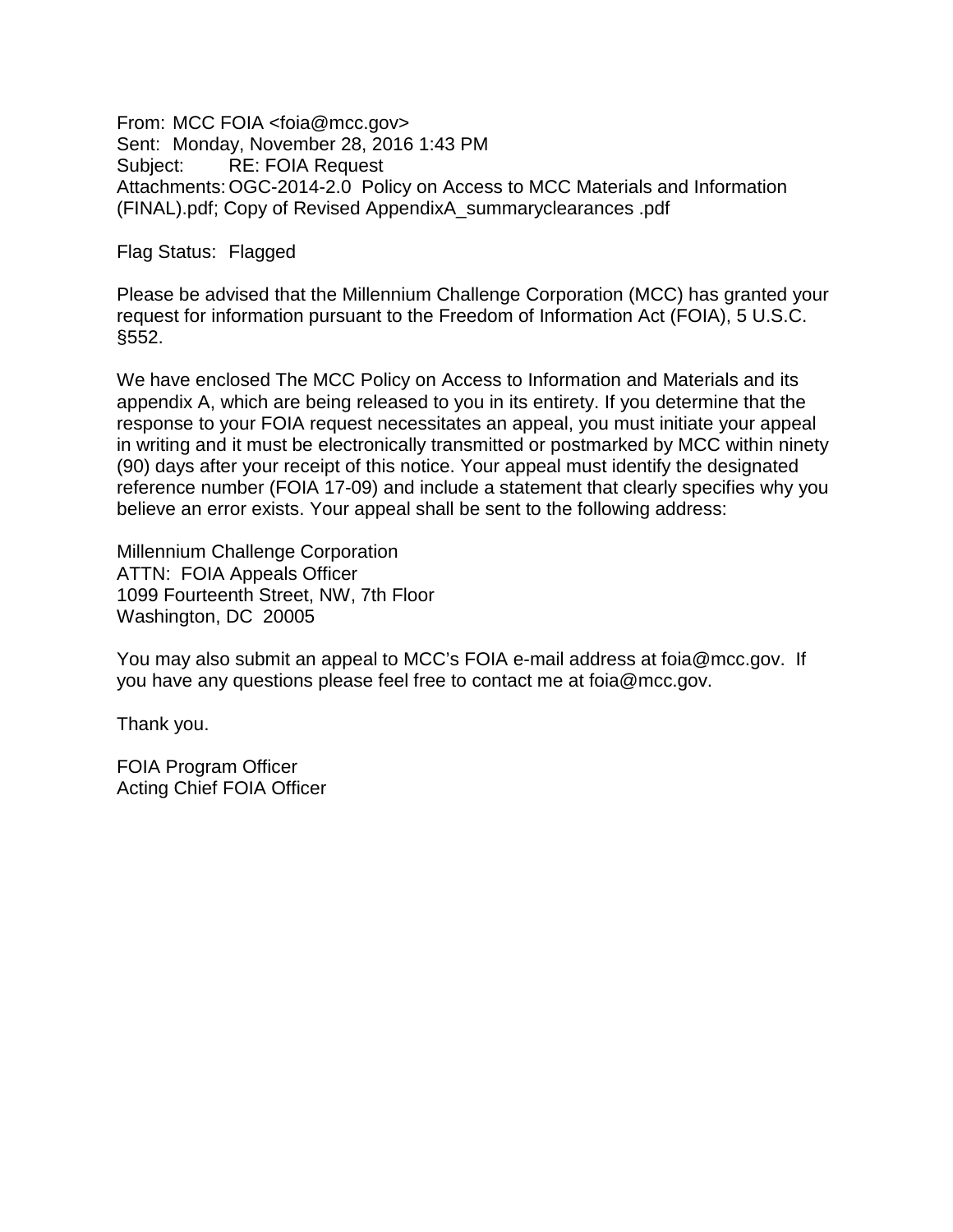From: MCC FOIA <foia@mcc.gov>
Sent: Monday, November 28, 2016 1:43 PM
Subject: RE: FOIA Request
Attachments: OGC-2014-2.0 Policy on Access to MCC Materials and Information (FINAL).pdf; Copy of Revised AppendixA_summaryclearances .pdf

Flag Status: Flagged

Please be advised that the Millennium Challenge Corporation (MCC) has granted your request for information pursuant to the Freedom of Information Act (FOIA), 5 U.S.C. §552.

We have enclosed The MCC Policy on Access to Information and Materials and its appendix A, which are being released to you in its entirety. If you determine that the response to your FOIA request necessitates an appeal, you must initiate your appeal in writing and it must be electronically transmitted or postmarked by MCC within ninety (90) days after your receipt of this notice. Your appeal must identify the designated reference number (FOIA 17-09) and include a statement that clearly specifies why you believe an error exists. Your appeal shall be sent to the following address:

Millennium Challenge Corporation
ATTN: FOIA Appeals Officer
1099 Fourteenth Street, NW, 7th Floor
Washington, DC 20005

You may also submit an appeal to MCC's FOIA e-mail address at foia@mcc.gov. If you have any questions please feel free to contact me at foia@mcc.gov.

Thank you.

FOIA Program Officer
Acting Chief FOIA Officer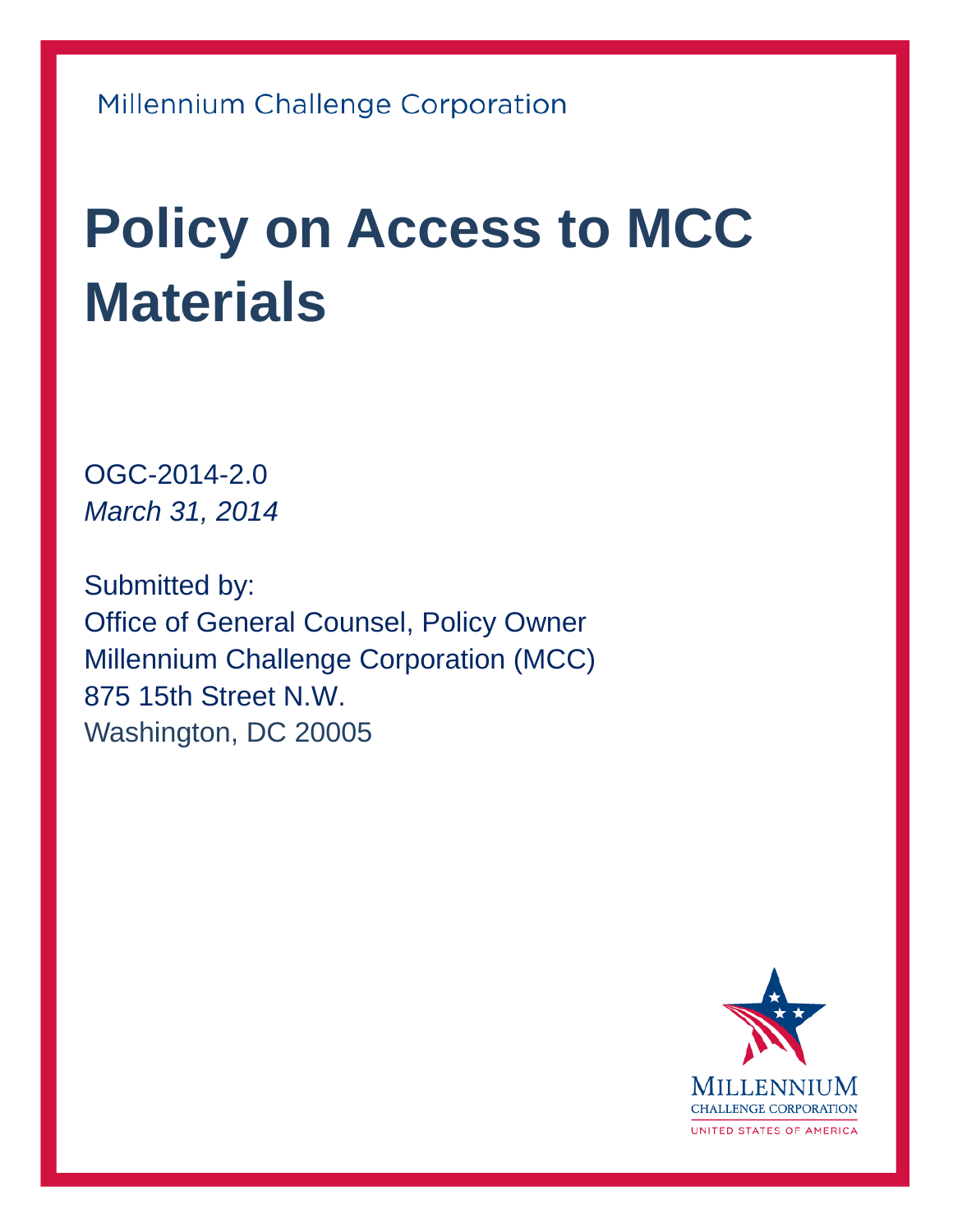Millennium Challenge Corporation

# Policy on Access to MCC Materials

OGC-2014-2.0
*March 31, 2014*

Submitted by:
Office of General Counsel, Policy Owner
Millennium Challenge Corporation (MCC)
875 15th Street N.W.
Washington, DC 20005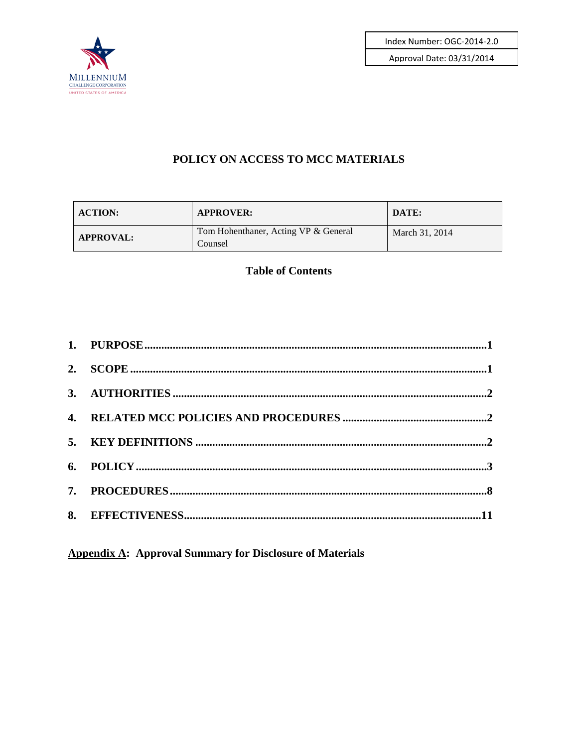| Index Number: OGC-2014-2.0 |
| --- |
| Approval Date: 03/31/2014 |

# POLICY ON ACCESS TO MCC MATERIALS

| ACTION: | APPROVER: | DATE: |
| --- | --- | --- |
| APPROVAL: | Tom Hohenthaner, Acting VP & General Counsel | March 31, 2014 |

## Table of Contents

**1. PURPOSE ........................................................................................................1**

**2. SCOPE ..........................................................................................................1**

**3. AUTHORITIES ..............................................................................................2**

**4. RELATED MCC POLICIES AND PROCEDURES ..................................................2**

**5. KEY DEFINITIONS ........................................................................................2**

**6. POLICY ..........................................................................................................3**

**7. PROCEDURES ................................................................................................8**

**8. EFFECTIVENESS ..........................................................................................11**

**<u>Appendix A</u>: Approval Summary for Disclosure of Materials**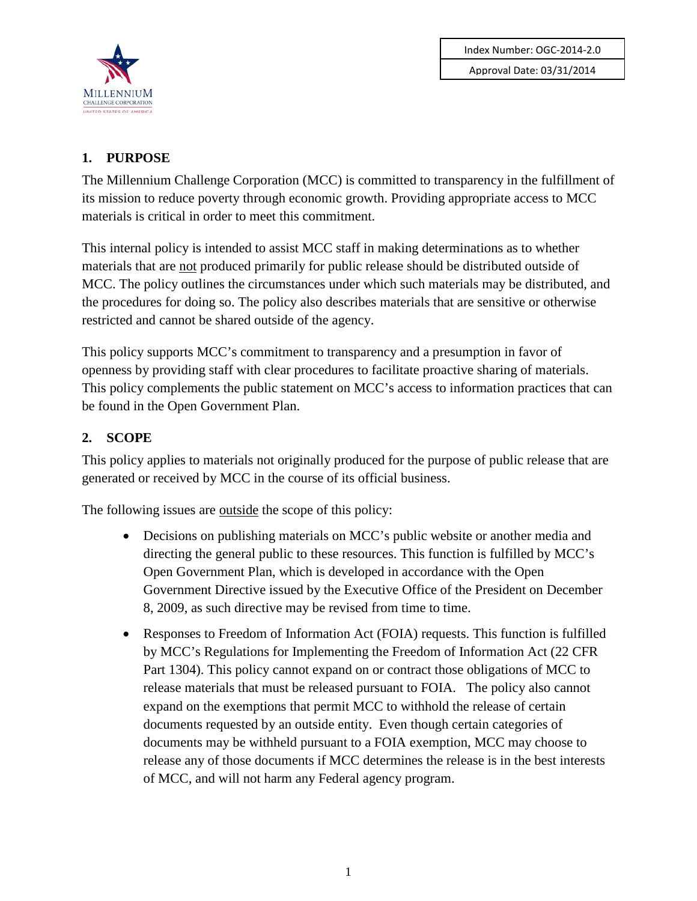Index Number: OGC-2014-2.0

Approval Date: 03/31/2014

## 1. PURPOSE

The Millennium Challenge Corporation (MCC) is committed to transparency in the fulfillment of its mission to reduce poverty through economic growth. Providing appropriate access to MCC materials is critical in order to meet this commitment.

This internal policy is intended to assist MCC staff in making determinations as to whether materials that are not produced primarily for public release should be distributed outside of MCC. The policy outlines the circumstances under which such materials may be distributed, and the procedures for doing so. The policy also describes materials that are sensitive or otherwise restricted and cannot be shared outside of the agency.

This policy supports MCC's commitment to transparency and a presumption in favor of openness by providing staff with clear procedures to facilitate proactive sharing of materials. This policy complements the public statement on MCC's access to information practices that can be found in the Open Government Plan.

## 2. SCOPE

This policy applies to materials not originally produced for the purpose of public release that are generated or received by MCC in the course of its official business.

The following issues are outside the scope of this policy:

- Decisions on publishing materials on MCC's public website or another media and directing the general public to these resources. This function is fulfilled by MCC's Open Government Plan, which is developed in accordance with the Open Government Directive issued by the Executive Office of the President on December 8, 2009, as such directive may be revised from time to time.
- Responses to Freedom of Information Act (FOIA) requests. This function is fulfilled by MCC's Regulations for Implementing the Freedom of Information Act (22 CFR Part 1304). This policy cannot expand on or contract those obligations of MCC to release materials that must be released pursuant to FOIA. The policy also cannot expand on the exemptions that permit MCC to withhold the release of certain documents requested by an outside entity. Even though certain categories of documents may be withheld pursuant to a FOIA exemption, MCC may choose to release any of those documents if MCC determines the release is in the best interests of MCC, and will not harm any Federal agency program.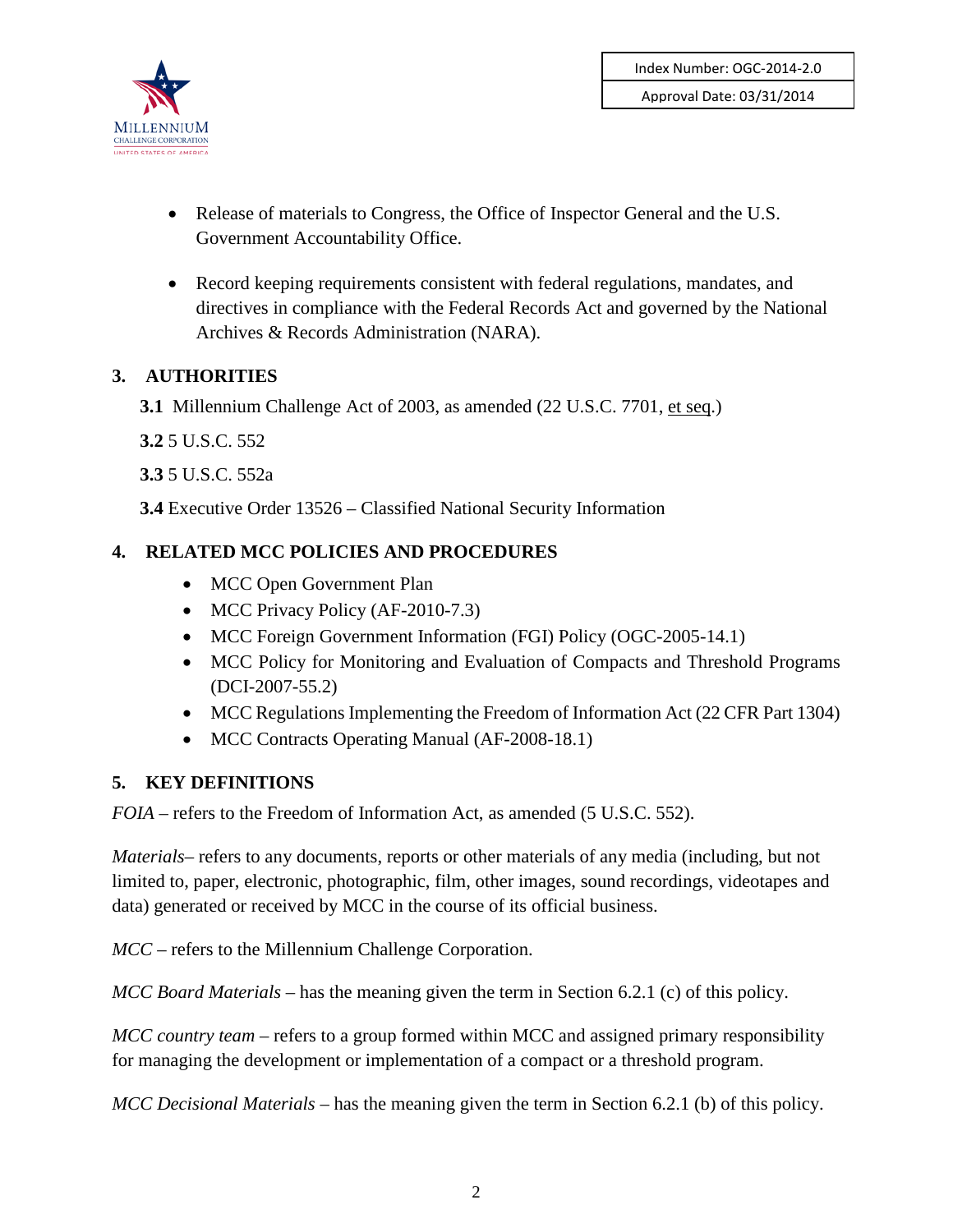- Release of materials to Congress, the Office of Inspector General and the U.S. Government Accountability Office.

- Record keeping requirements consistent with federal regulations, mandates, and directives in compliance with the Federal Records Act and governed by the National Archives & Records Administration (NARA).

## 3. AUTHORITIES

**3.1** Millennium Challenge Act of 2003, as amended (22 U.S.C. 7701, et seq.)

**3.2** 5 U.S.C. 552

**3.3** 5 U.S.C. 552a

**3.4** Executive Order 13526 – Classified National Security Information

## 4. RELATED MCC POLICIES AND PROCEDURES

- MCC Open Government Plan
- MCC Privacy Policy (AF-2010-7.3)
- MCC Foreign Government Information (FGI) Policy (OGC-2005-14.1)
- MCC Policy for Monitoring and Evaluation of Compacts and Threshold Programs (DCI-2007-55.2)
- MCC Regulations Implementing the Freedom of Information Act (22 CFR Part 1304)
- MCC Contracts Operating Manual (AF-2008-18.1)

## 5. KEY DEFINITIONS

*FOIA* – refers to the Freedom of Information Act, as amended (5 U.S.C. 552).

*Materials*– refers to any documents, reports or other materials of any media (including, but not limited to, paper, electronic, photographic, film, other images, sound recordings, videotapes and data) generated or received by MCC in the course of its official business.

*MCC* – refers to the Millennium Challenge Corporation.

*MCC Board Materials* – has the meaning given the term in Section 6.2.1 (c) of this policy.

*MCC country team* – refers to a group formed within MCC and assigned primary responsibility for managing the development or implementation of a compact or a threshold program.

*MCC Decisional Materials* – has the meaning given the term in Section 6.2.1 (b) of this policy.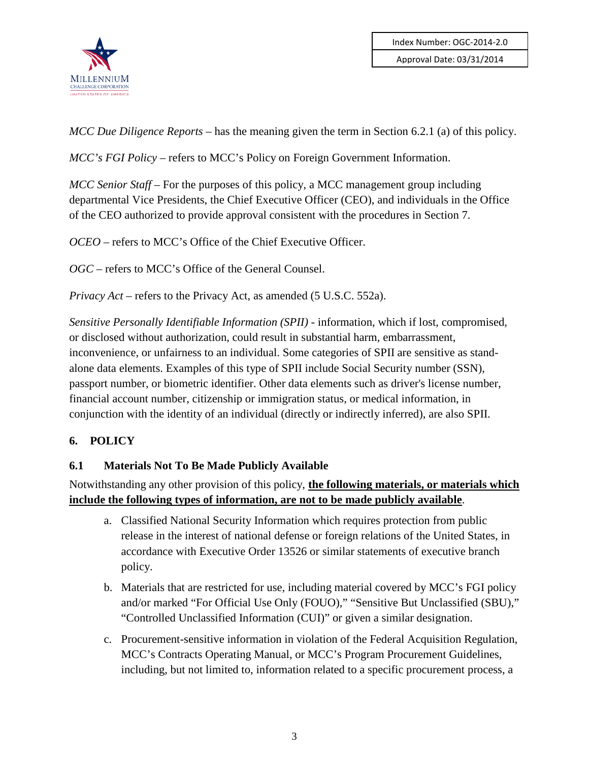*MCC Due Diligence Reports* – has the meaning given the term in Section 6.2.1 (a) of this policy.

*MCC's FGI Policy* – refers to MCC's Policy on Foreign Government Information.

*MCC Senior Staff* – For the purposes of this policy, a MCC management group including departmental Vice Presidents, the Chief Executive Officer (CEO), and individuals in the Office of the CEO authorized to provide approval consistent with the procedures in Section 7.

*OCEO* – refers to MCC's Office of the Chief Executive Officer.

*OGC* – refers to MCC's Office of the General Counsel.

*Privacy Act* – refers to the Privacy Act, as amended (5 U.S.C. 552a).

*Sensitive Personally Identifiable Information (SPII)* - information, which if lost, compromised, or disclosed without authorization, could result in substantial harm, embarrassment, inconvenience, or unfairness to an individual. Some categories of SPII are sensitive as stand-alone data elements. Examples of this type of SPII include Social Security number (SSN), passport number, or biometric identifier. Other data elements such as driver's license number, financial account number, citizenship or immigration status, or medical information, in conjunction with the identity of an individual (directly or indirectly inferred), are also SPII.

## 6. POLICY

### 6.1 Materials Not To Be Made Publicly Available

Notwithstanding any other provision of this policy, **the following materials, or materials which include the following types of information, are not to be made publicly available**.

a. Classified National Security Information which requires protection from public release in the interest of national defense or foreign relations of the United States, in accordance with Executive Order 13526 or similar statements of executive branch policy.

b. Materials that are restricted for use, including material covered by MCC's FGI policy and/or marked "For Official Use Only (FOUO)," "Sensitive But Unclassified (SBU)," "Controlled Unclassified Information (CUI)" or given a similar designation.

c. Procurement-sensitive information in violation of the Federal Acquisition Regulation, MCC's Contracts Operating Manual, or MCC's Program Procurement Guidelines, including, but not limited to, information related to a specific procurement process, a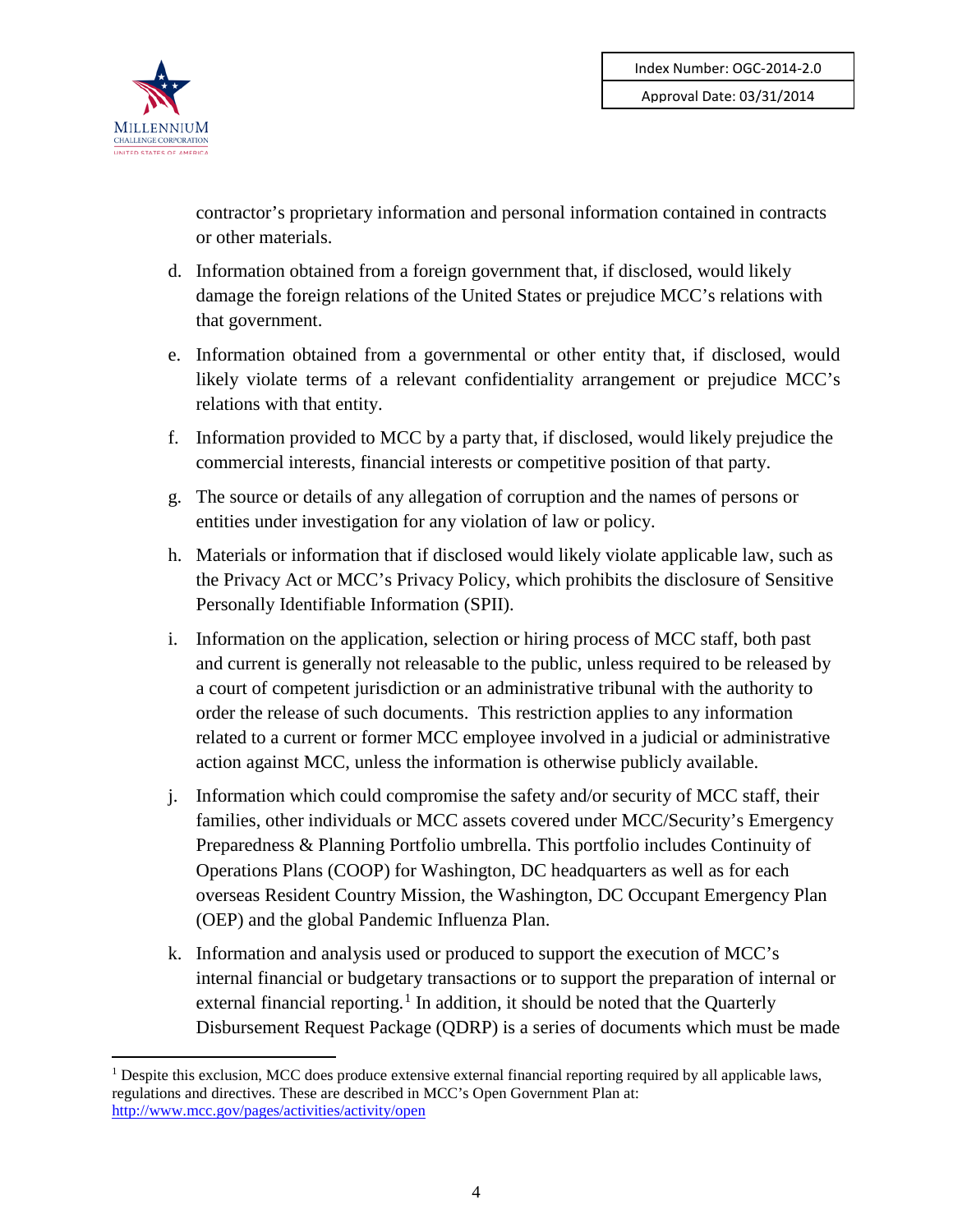contractor's proprietary information and personal information contained in contracts or other materials.

d. Information obtained from a foreign government that, if disclosed, would likely damage the foreign relations of the United States or prejudice MCC's relations with that government.

e. Information obtained from a governmental or other entity that, if disclosed, would likely violate terms of a relevant confidentiality arrangement or prejudice MCC's relations with that entity.

f. Information provided to MCC by a party that, if disclosed, would likely prejudice the commercial interests, financial interests or competitive position of that party.

g. The source or details of any allegation of corruption and the names of persons or entities under investigation for any violation of law or policy.

h. Materials or information that if disclosed would likely violate applicable law, such as the Privacy Act or MCC's Privacy Policy, which prohibits the disclosure of Sensitive Personally Identifiable Information (SPII).

i. Information on the application, selection or hiring process of MCC staff, both past and current is generally not releasable to the public, unless required to be released by a court of competent jurisdiction or an administrative tribunal with the authority to order the release of such documents. This restriction applies to any information related to a current or former MCC employee involved in a judicial or administrative action against MCC, unless the information is otherwise publicly available.

j. Information which could compromise the safety and/or security of MCC staff, their families, other individuals or MCC assets covered under MCC/Security's Emergency Preparedness & Planning Portfolio umbrella. This portfolio includes Continuity of Operations Plans (COOP) for Washington, DC headquarters as well as for each overseas Resident Country Mission, the Washington, DC Occupant Emergency Plan (OEP) and the global Pandemic Influenza Plan.

k. Information and analysis used or produced to support the execution of MCC's internal financial or budgetary transactions or to support the preparation of internal or external financial reporting.[1] In addition, it should be noted that the Quarterly Disbursement Request Package (QDRP) is a series of documents which must be made

---

[1] Despite this exclusion, MCC does produce extensive external financial reporting required by all applicable laws, regulations and directives. These are described in MCC's Open Government Plan at: http://www.mcc.gov/pages/activities/activity/open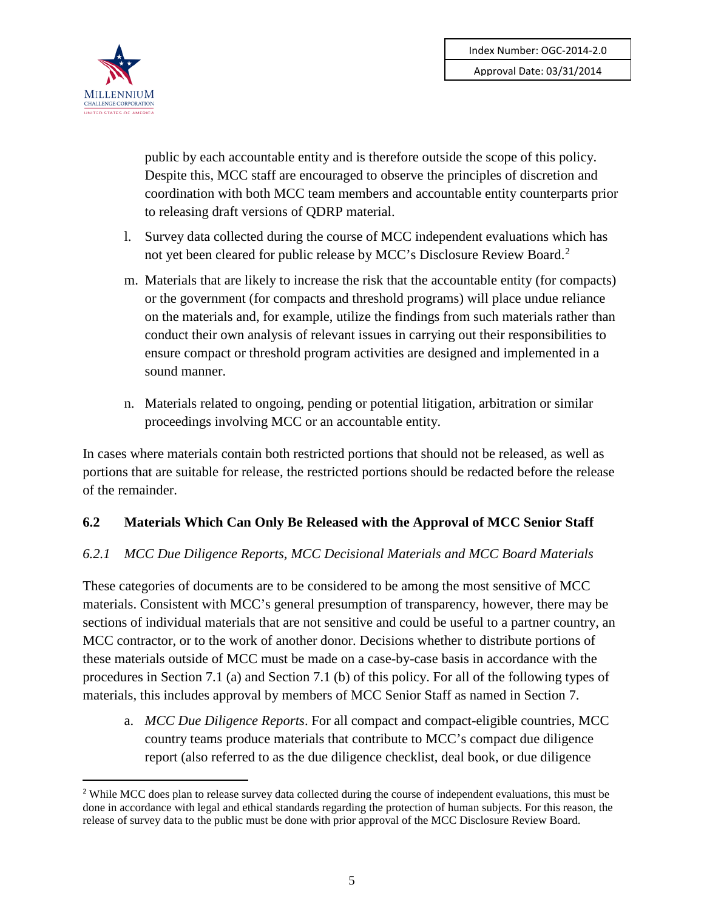public by each accountable entity and is therefore outside the scope of this policy. Despite this, MCC staff are encouraged to observe the principles of discretion and coordination with both MCC team members and accountable entity counterparts prior to releasing draft versions of QDRP material.

l. Survey data collected during the course of MCC independent evaluations which has not yet been cleared for public release by MCC's Disclosure Review Board.[2]

m. Materials that are likely to increase the risk that the accountable entity (for compacts) or the government (for compacts and threshold programs) will place undue reliance on the materials and, for example, utilize the findings from such materials rather than conduct their own analysis of relevant issues in carrying out their responsibilities to ensure compact or threshold program activities are designed and implemented in a sound manner.

n. Materials related to ongoing, pending or potential litigation, arbitration or similar proceedings involving MCC or an accountable entity.

In cases where materials contain both restricted portions that should not be released, as well as portions that are suitable for release, the restricted portions should be redacted before the release of the remainder.

## 6.2 Materials Which Can Only Be Released with the Approval of MCC Senior Staff

### *6.2.1 MCC Due Diligence Reports, MCC Decisional Materials and MCC Board Materials*

These categories of documents are to be considered to be among the most sensitive of MCC materials. Consistent with MCC's general presumption of transparency, however, there may be sections of individual materials that are not sensitive and could be useful to a partner country, an MCC contractor, or to the work of another donor. Decisions whether to distribute portions of these materials outside of MCC must be made on a case-by-case basis in accordance with the procedures in Section 7.1 (a) and Section 7.1 (b) of this policy. For all of the following types of materials, this includes approval by members of MCC Senior Staff as named in Section 7.

a. *MCC Due Diligence Reports*. For all compact and compact-eligible countries, MCC country teams produce materials that contribute to MCC's compact due diligence report (also referred to as the due diligence checklist, deal book, or due diligence

[2] While MCC does plan to release survey data collected during the course of independent evaluations, this must be done in accordance with legal and ethical standards regarding the protection of human subjects. For this reason, the release of survey data to the public must be done with prior approval of the MCC Disclosure Review Board.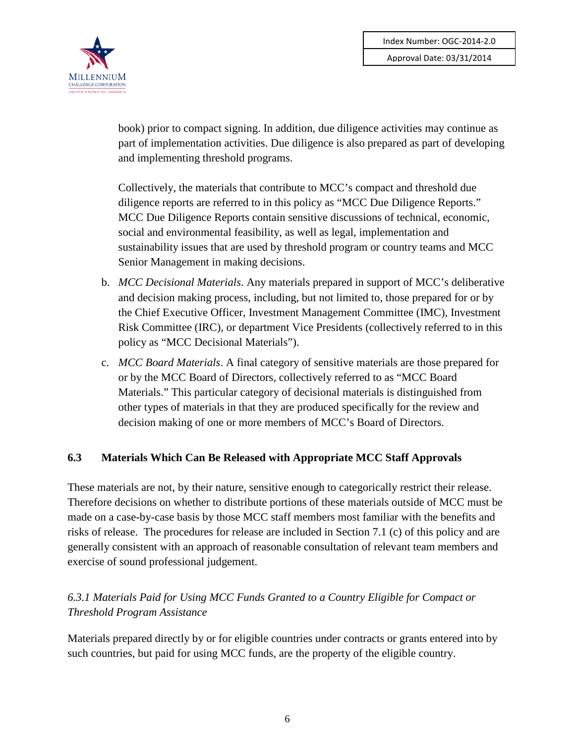book) prior to compact signing. In addition, due diligence activities may continue as part of implementation activities. Due diligence is also prepared as part of developing and implementing threshold programs.

Collectively, the materials that contribute to MCC's compact and threshold due diligence reports are referred to in this policy as "MCC Due Diligence Reports." MCC Due Diligence Reports contain sensitive discussions of technical, economic, social and environmental feasibility, as well as legal, implementation and sustainability issues that are used by threshold program or country teams and MCC Senior Management in making decisions.

b. *MCC Decisional Materials*. Any materials prepared in support of MCC's deliberative and decision making process, including, but not limited to, those prepared for or by the Chief Executive Officer, Investment Management Committee (IMC), Investment Risk Committee (IRC), or department Vice Presidents (collectively referred to in this policy as "MCC Decisional Materials").

c. *MCC Board Materials*. A final category of sensitive materials are those prepared for or by the MCC Board of Directors, collectively referred to as "MCC Board Materials." This particular category of decisional materials is distinguished from other types of materials in that they are produced specifically for the review and decision making of one or more members of MCC's Board of Directors.

### 6.3 Materials Which Can Be Released with Appropriate MCC Staff Approvals

These materials are not, by their nature, sensitive enough to categorically restrict their release. Therefore decisions on whether to distribute portions of these materials outside of MCC must be made on a case-by-case basis by those MCC staff members most familiar with the benefits and risks of release. The procedures for release are included in Section 7.1 (c) of this policy and are generally consistent with an approach of reasonable consultation of relevant team members and exercise of sound professional judgement.

#### *6.3.1 Materials Paid for Using MCC Funds Granted to a Country Eligible for Compact or Threshold Program Assistance*

Materials prepared directly by or for eligible countries under contracts or grants entered into by such countries, but paid for using MCC funds, are the property of the eligible country.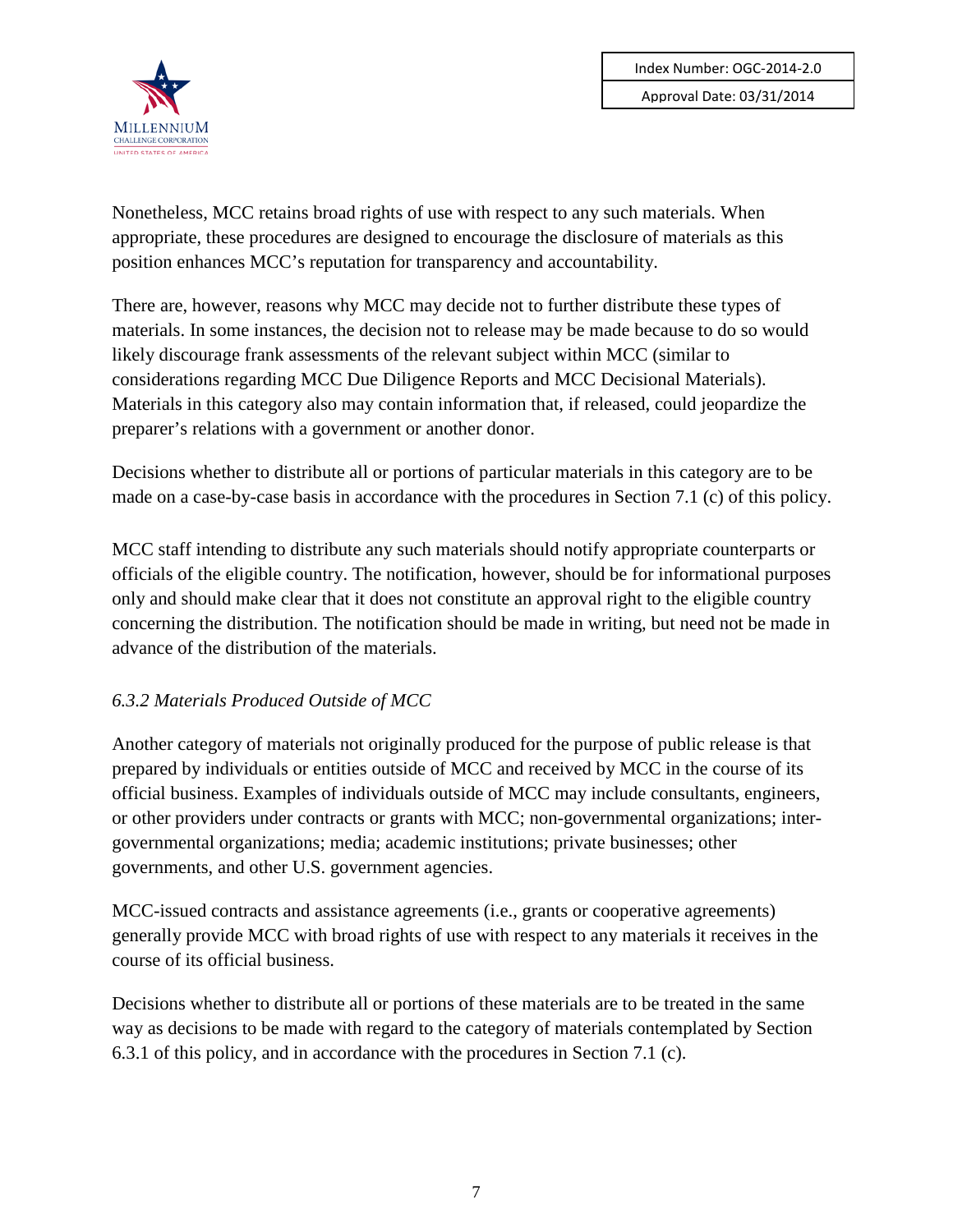Nonetheless, MCC retains broad rights of use with respect to any such materials. When appropriate, these procedures are designed to encourage the disclosure of materials as this position enhances MCC's reputation for transparency and accountability.

There are, however, reasons why MCC may decide not to further distribute these types of materials. In some instances, the decision not to release may be made because to do so would likely discourage frank assessments of the relevant subject within MCC (similar to considerations regarding MCC Due Diligence Reports and MCC Decisional Materials). Materials in this category also may contain information that, if released, could jeopardize the preparer's relations with a government or another donor.

Decisions whether to distribute all or portions of particular materials in this category are to be made on a case-by-case basis in accordance with the procedures in Section 7.1 (c) of this policy.

MCC staff intending to distribute any such materials should notify appropriate counterparts or officials of the eligible country. The notification, however, should be for informational purposes only and should make clear that it does not constitute an approval right to the eligible country concerning the distribution. The notification should be made in writing, but need not be made in advance of the distribution of the materials.

### *6.3.2 Materials Produced Outside of MCC*

Another category of materials not originally produced for the purpose of public release is that prepared by individuals or entities outside of MCC and received by MCC in the course of its official business. Examples of individuals outside of MCC may include consultants, engineers, or other providers under contracts or grants with MCC; non-governmental organizations; inter-governmental organizations; media; academic institutions; private businesses; other governments, and other U.S. government agencies.

MCC-issued contracts and assistance agreements (i.e., grants or cooperative agreements) generally provide MCC with broad rights of use with respect to any materials it receives in the course of its official business.

Decisions whether to distribute all or portions of these materials are to be treated in the same way as decisions to be made with regard to the category of materials contemplated by Section 6.3.1 of this policy, and in accordance with the procedures in Section 7.1 (c).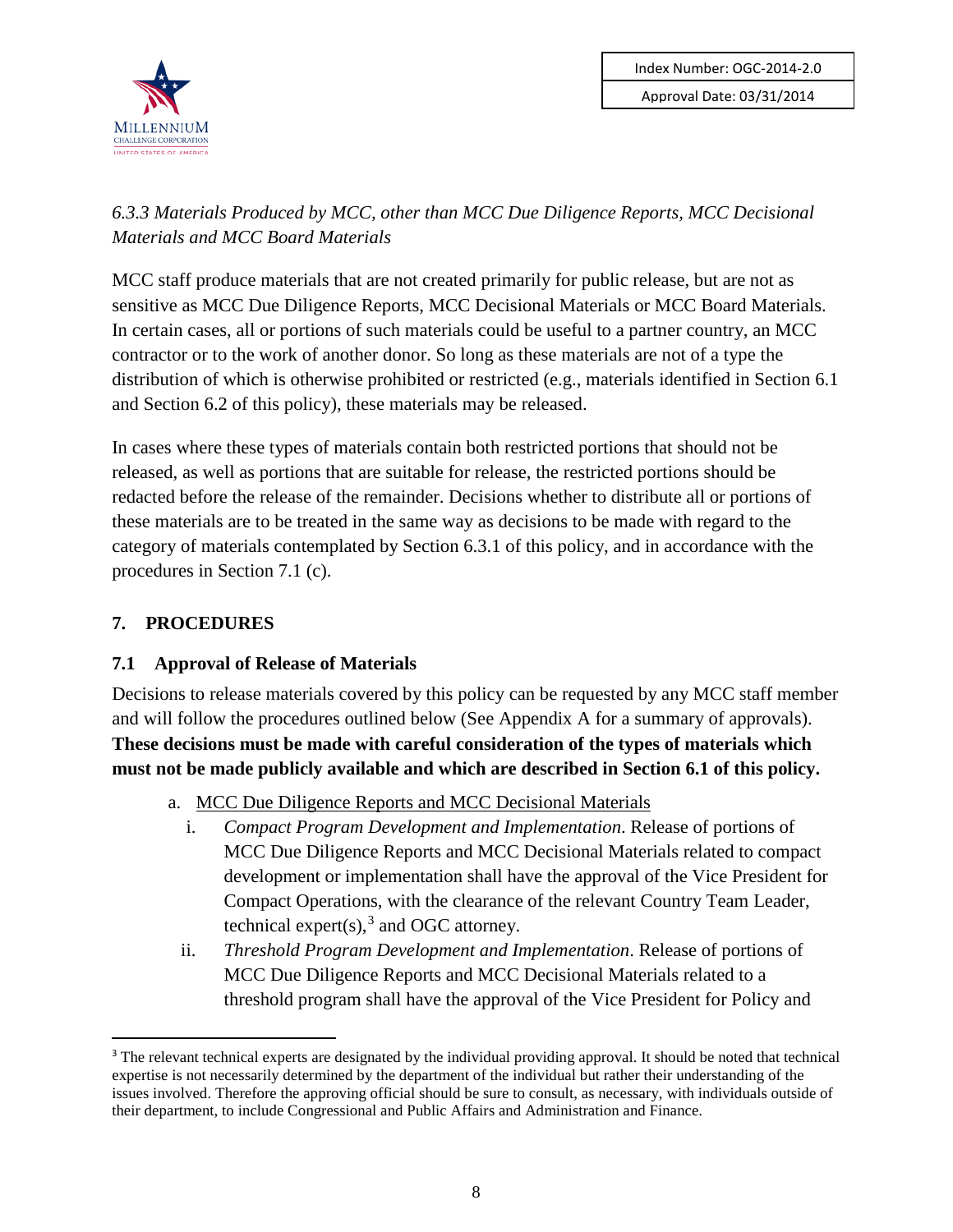*6.3.3 Materials Produced by MCC, other than MCC Due Diligence Reports, MCC Decisional Materials and MCC Board Materials*

MCC staff produce materials that are not created primarily for public release, but are not as sensitive as MCC Due Diligence Reports, MCC Decisional Materials or MCC Board Materials. In certain cases, all or portions of such materials could be useful to a partner country, an MCC contractor or to the work of another donor. So long as these materials are not of a type the distribution of which is otherwise prohibited or restricted (e.g., materials identified in Section 6.1 and Section 6.2 of this policy), these materials may be released.

In cases where these types of materials contain both restricted portions that should not be released, as well as portions that are suitable for release, the restricted portions should be redacted before the release of the remainder. Decisions whether to distribute all or portions of these materials are to be treated in the same way as decisions to be made with regard to the category of materials contemplated by Section 6.3.1 of this policy, and in accordance with the procedures in Section 7.1 (c).

## 7. PROCEDURES

### 7.1 Approval of Release of Materials

Decisions to release materials covered by this policy can be requested by any MCC staff member and will follow the procedures outlined below (See Appendix A for a summary of approvals). **These decisions must be made with careful consideration of the types of materials which must not be made publicly available and which are described in Section 6.1 of this policy.**

a. MCC Due Diligence Reports and MCC Decisional Materials
   i. *Compact Program Development and Implementation*. Release of portions of MCC Due Diligence Reports and MCC Decisional Materials related to compact development or implementation shall have the approval of the Vice President for Compact Operations, with the clearance of the relevant Country Team Leader, technical expert(s),[3] and OGC attorney.
   ii. *Threshold Program Development and Implementation*. Release of portions of MCC Due Diligence Reports and MCC Decisional Materials related to a threshold program shall have the approval of the Vice President for Policy and

[3] The relevant technical experts are designated by the individual providing approval. It should be noted that technical expertise is not necessarily determined by the department of the individual but rather their understanding of the issues involved. Therefore the approving official should be sure to consult, as necessary, with individuals outside of their department, to include Congressional and Public Affairs and Administration and Finance.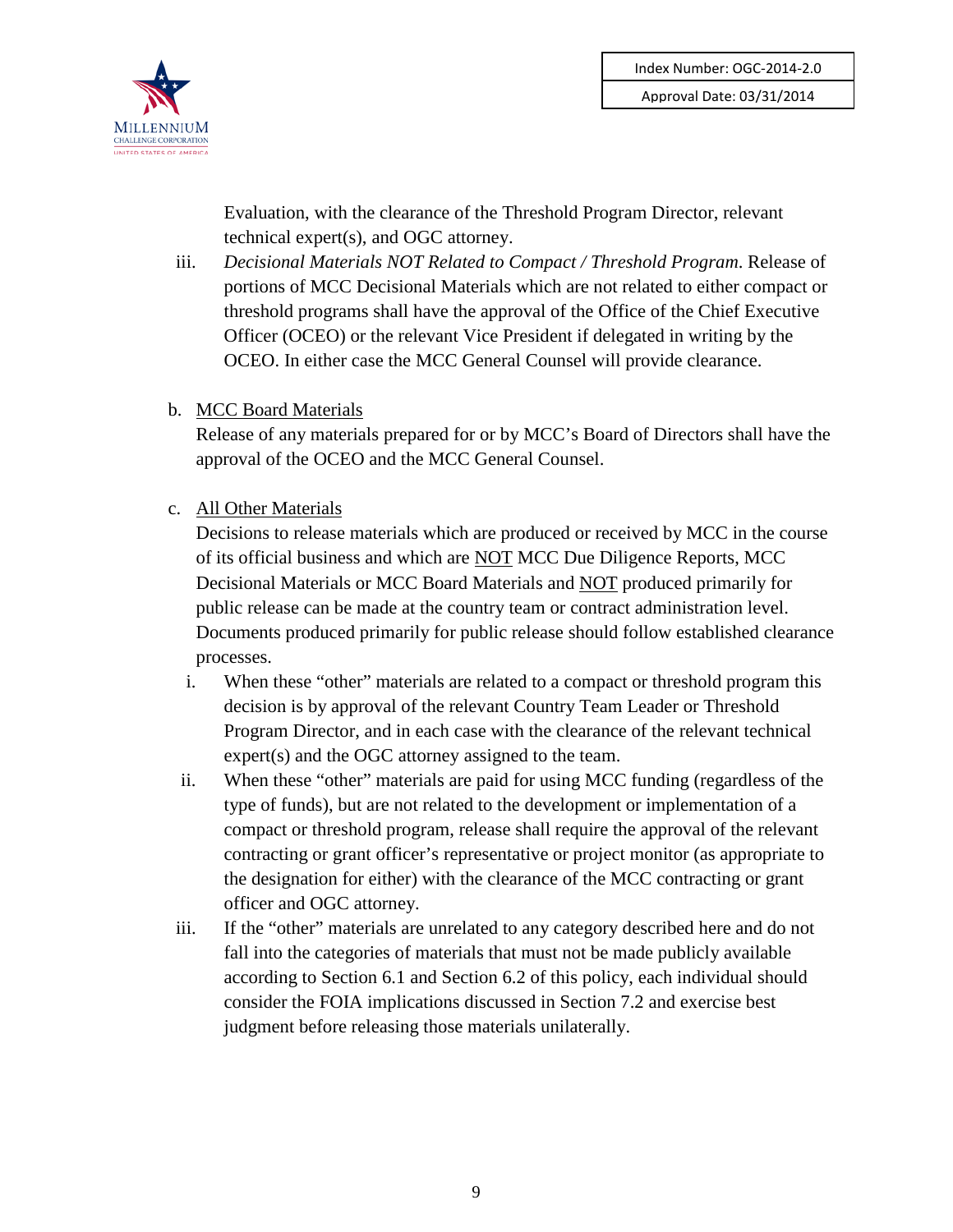Evaluation, with the clearance of the Threshold Program Director, relevant technical expert(s), and OGC attorney.

iii. *Decisional Materials NOT Related to Compact / Threshold Program.* Release of portions of MCC Decisional Materials which are not related to either compact or threshold programs shall have the approval of the Office of the Chief Executive Officer (OCEO) or the relevant Vice President if delegated in writing by the OCEO. In either case the MCC General Counsel will provide clearance.

b. <u>MCC Board Materials</u>

Release of any materials prepared for or by MCC's Board of Directors shall have the approval of the OCEO and the MCC General Counsel.

c. <u>All Other Materials</u>

Decisions to release materials which are produced or received by MCC in the course of its official business and which are <u>NOT</u> MCC Due Diligence Reports, MCC Decisional Materials or MCC Board Materials and <u>NOT</u> produced primarily for public release can be made at the country team or contract administration level. Documents produced primarily for public release should follow established clearance processes.

i. When these "other" materials are related to a compact or threshold program this decision is by approval of the relevant Country Team Leader or Threshold Program Director, and in each case with the clearance of the relevant technical expert(s) and the OGC attorney assigned to the team.

ii. When these "other" materials are paid for using MCC funding (regardless of the type of funds), but are not related to the development or implementation of a compact or threshold program, release shall require the approval of the relevant contracting or grant officer's representative or project monitor (as appropriate to the designation for either) with the clearance of the MCC contracting or grant officer and OGC attorney.

iii. If the "other" materials are unrelated to any category described here and do not fall into the categories of materials that must not be made publicly available according to Section 6.1 and Section 6.2 of this policy, each individual should consider the FOIA implications discussed in Section 7.2 and exercise best judgment before releasing those materials unilaterally.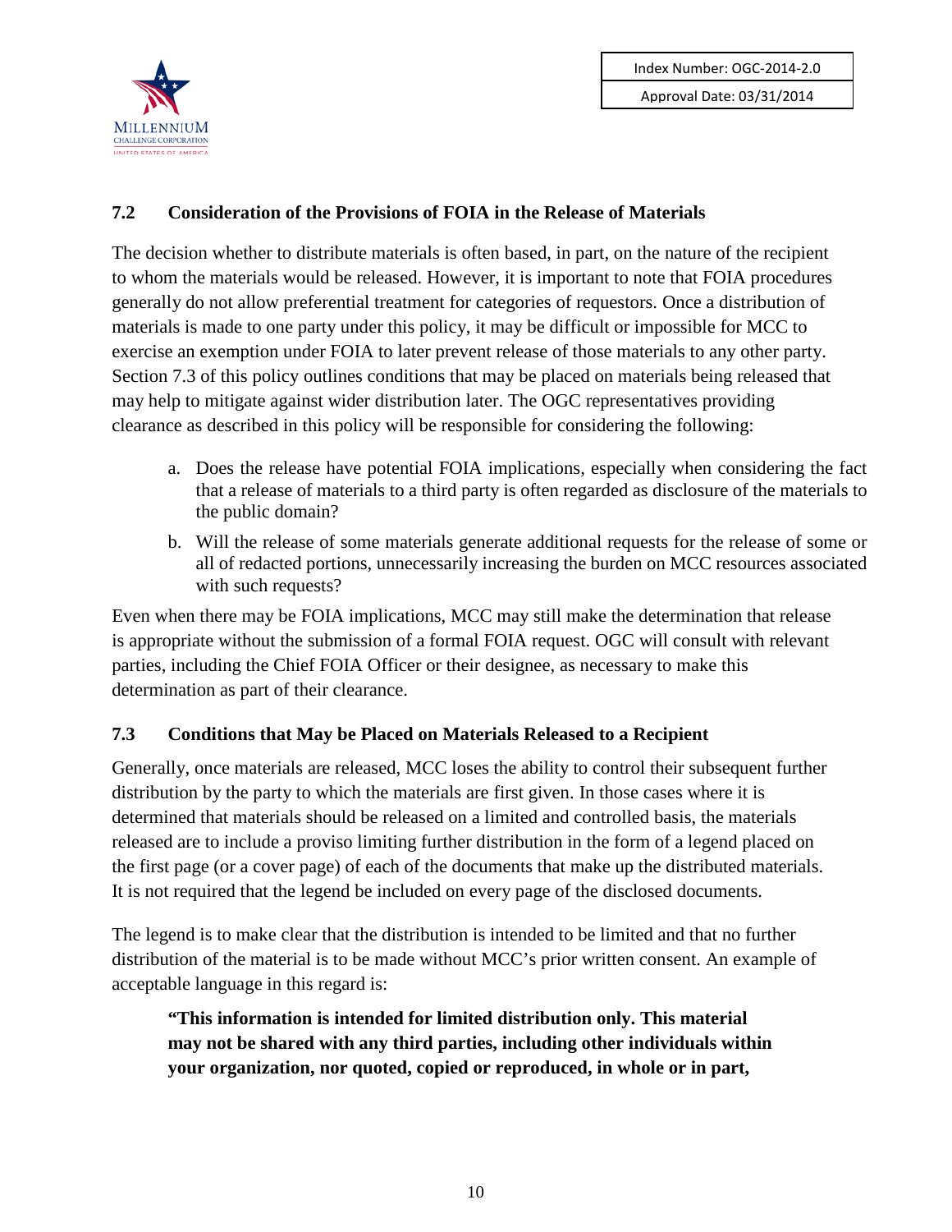### 7.2 Consideration of the Provisions of FOIA in the Release of Materials

The decision whether to distribute materials is often based, in part, on the nature of the recipient to whom the materials would be released. However, it is important to note that FOIA procedures generally do not allow preferential treatment for categories of requestors. Once a distribution of materials is made to one party under this policy, it may be difficult or impossible for MCC to exercise an exemption under FOIA to later prevent release of those materials to any other party. Section 7.3 of this policy outlines conditions that may be placed on materials being released that may help to mitigate against wider distribution later. The OGC representatives providing clearance as described in this policy will be responsible for considering the following:

a. Does the release have potential FOIA implications, especially when considering the fact that a release of materials to a third party is often regarded as disclosure of the materials to the public domain?

b. Will the release of some materials generate additional requests for the release of some or all of redacted portions, unnecessarily increasing the burden on MCC resources associated with such requests?

Even when there may be FOIA implications, MCC may still make the determination that release is appropriate without the submission of a formal FOIA request. OGC will consult with relevant parties, including the Chief FOIA Officer or their designee, as necessary to make this determination as part of their clearance.

### 7.3 Conditions that May be Placed on Materials Released to a Recipient

Generally, once materials are released, MCC loses the ability to control their subsequent further distribution by the party to which the materials are first given. In those cases where it is determined that materials should be released on a limited and controlled basis, the materials released are to include a proviso limiting further distribution in the form of a legend placed on the first page (or a cover page) of each of the documents that make up the distributed materials. It is not required that the legend be included on every page of the disclosed documents.

The legend is to make clear that the distribution is intended to be limited and that no further distribution of the material is to be made without MCC's prior written consent. An example of acceptable language in this regard is:

> **"This information is intended for limited distribution only. This material may not be shared with any third parties, including other individuals within your organization, nor quoted, copied or reproduced, in whole or in part,**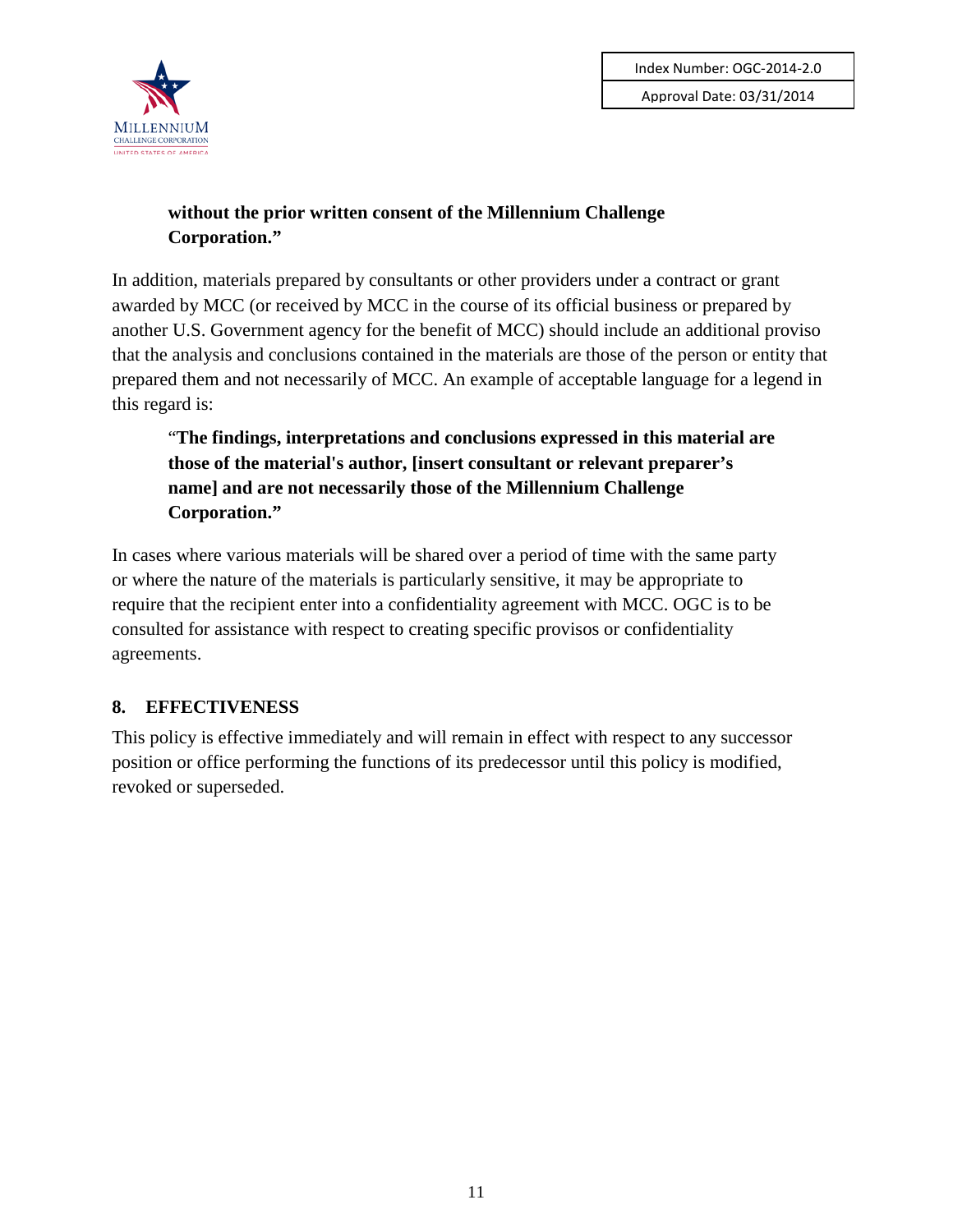**without the prior written consent of the Millennium Challenge Corporation.”**

In addition, materials prepared by consultants or other providers under a contract or grant awarded by MCC (or received by MCC in the course of its official business or prepared by another U.S. Government agency for the benefit of MCC) should include an additional proviso that the analysis and conclusions contained in the materials are those of the person or entity that prepared them and not necessarily of MCC. An example of acceptable language for a legend in this regard is:

> “**The findings, interpretations and conclusions expressed in this material are those of the material's author, [insert consultant or relevant preparer’s name] and are not necessarily those of the Millennium Challenge Corporation.”**

In cases where various materials will be shared over a period of time with the same party or where the nature of the materials is particularly sensitive, it may be appropriate to require that the recipient enter into a confidentiality agreement with MCC. OGC is to be consulted for assistance with respect to creating specific provisos or confidentiality agreements.

## 8. EFFECTIVENESS

This policy is effective immediately and will remain in effect with respect to any successor position or office performing the functions of its predecessor until this policy is modified, revoked or superseded.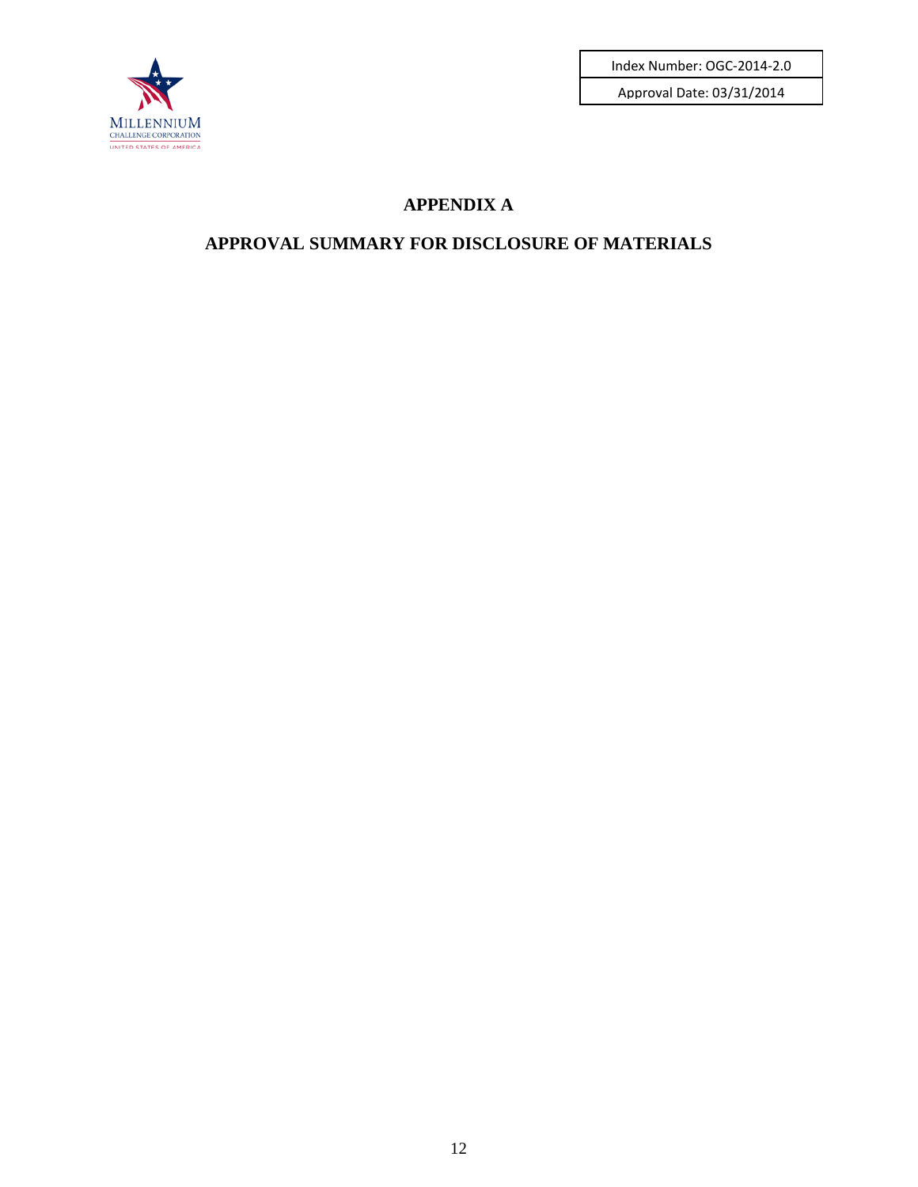# APPENDIX A

## APPROVAL SUMMARY FOR DISCLOSURE OF MATERIALS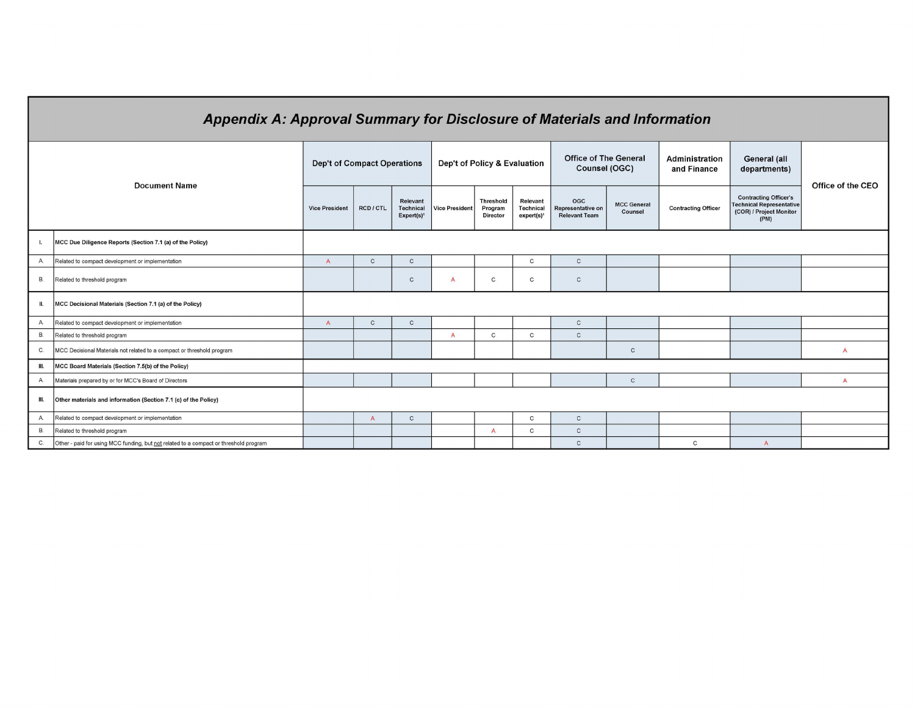# Appendix A: Approval Summary for Disclosure of Materials and Information

| | Document Name | Dep't of Compact Operations | | | Dep't of Policy & Evaluation | | | Office of The General Counsel (OGC) | | Administration and Finance | General (all departments) | Office of the CEO |
|---|---|---|---|---|---|---|---|---|---|---|---|---|
| | | Vice President | RCD / CTL | Relevant Technical Expert(s)[1] | Vice President | Threshold Program Director | Relevant Technical expert(s)[1] | OGC Representative on Relevant Team | MCC General Counsel | Contracting Officer | Contracting Officer's Technical Representative (COR) / Project Monitor (PM) | |
| **I.** | **MCC Due Diligence Reports (Section 7.1 (a) of the Policy)** | | | | | | | | | | | |
| A. | Related to compact development or implementation | A | C | C | | | C | C | | | | |
| B. | Related to threshold program | | | C | A | C | C | C | | | | |
| **II.** | **MCC Decisional Materials (Section 7.1 (a) of the Policy)** | | | | | | | | | | | |
| A. | Related to compact development or implementation | A | C | C | | | | C | | | | |
| B. | Related to threshold program | | | | A | C | C | C | | | | |
| C. | MCC Decisional Materials not related to a compact or threshold program | | | | | | | | C | | | A |
| **III.** | **MCC Board Materials (Section 7.5(b) of the Policy)** | | | | | | | | | | | |
| A. | Materials prepared by or for MCC's Board of Directors | | | | | | | | C | | | A |
| **III.** | **Other materials and information (Section 7.1 (c) of the Policy)** | | | | | | | | | | | |
| A. | Related to compact development or implementation | | A | C | | | C | C | | | | |
| B. | Related to threshold program | | | | | A | C | C | | | | |
| C. | Other - paid for using MCC funding, but not related to a compact or threshold program | | | | | | | C | | C | A | |